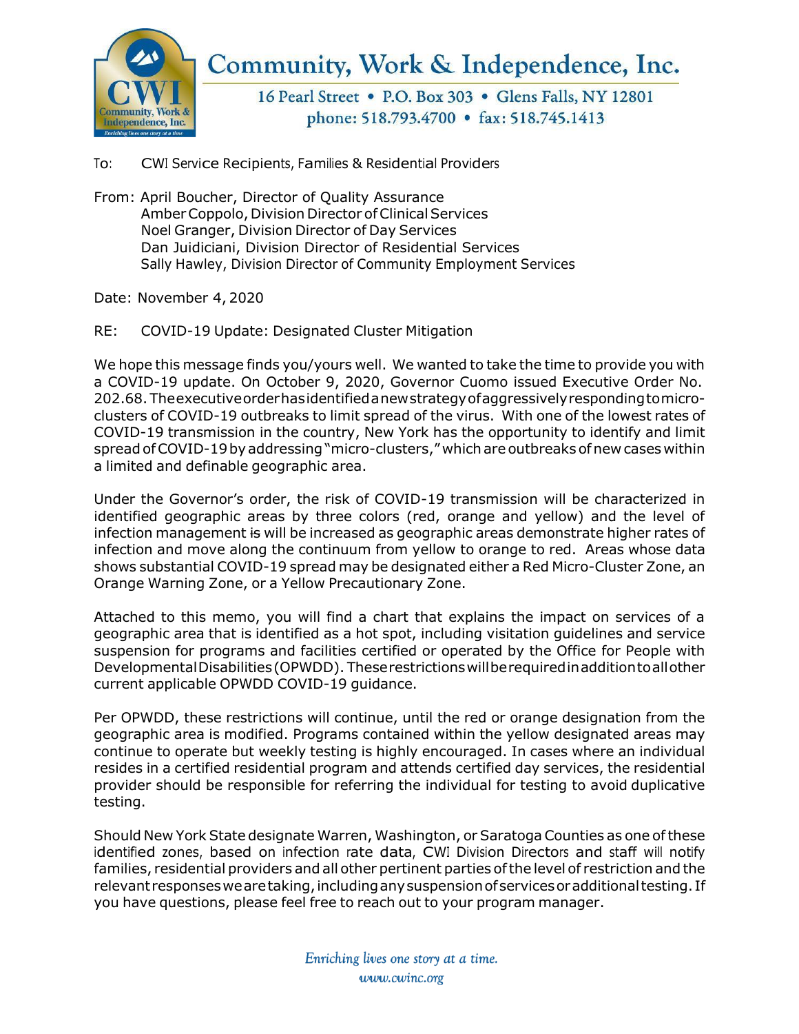# Community, Work & Independence, Inc.

16 Pearl Street • P.O. Box 303 • Glens Falls, NY 12801
phone: 518.793.4700 • fax: 518.745.1413

To: CWI Service Recipients, Families & Residential Providers

From: April Boucher, Director of Quality Assurance
Amber Coppolo, Division Director of Clinical Services
Noel Granger, Division Director of Day Services
Dan Juidiciani, Division Director of Residential Services
Sally Hawley, Division Director of Community Employment Services

Date: November 4, 2020

RE: COVID-19 Update: Designated Cluster Mitigation

We hope this message finds you/yours well. We wanted to take the time to provide you with a COVID-19 update. On October 9, 2020, Governor Cuomo issued Executive Order No. 202.68. The executive order has identified a new strategy of aggressively responding to micro-clusters of COVID-19 outbreaks to limit spread of the virus. With one of the lowest rates of COVID-19 transmission in the country, New York has the opportunity to identify and limit spread of COVID-19 by addressing "micro-clusters," which are outbreaks of new cases within a limited and definable geographic area.

Under the Governor's order, the risk of COVID-19 transmission will be characterized in identified geographic areas by three colors (red, orange and yellow) and the level of infection management ~~is~~ will be increased as geographic areas demonstrate higher rates of infection and move along the continuum from yellow to orange to red. Areas whose data shows substantial COVID-19 spread may be designated either a Red Micro-Cluster Zone, an Orange Warning Zone, or a Yellow Precautionary Zone.

Attached to this memo, you will find a chart that explains the impact on services of a geographic area that is identified as a hot spot, including visitation guidelines and service suspension for programs and facilities certified or operated by the Office for People with Developmental Disabilities (OPWDD). These restrictions will be required in addition to all other current applicable OPWDD COVID-19 guidance.

Per OPWDD, these restrictions will continue, until the red or orange designation from the geographic area is modified. Programs contained within the yellow designated areas may continue to operate but weekly testing is highly encouraged. In cases where an individual resides in a certified residential program and attends certified day services, the residential provider should be responsible for referring the individual for testing to avoid duplicative testing.

Should New York State designate Warren, Washington, or Saratoga Counties as one of these identified zones, based on infection rate data, CWI Division Directors and staff will notify families, residential providers and all other pertinent parties of the level of restriction and the relevant responses we are taking, including any suspension of services or additional testing. If you have questions, please feel free to reach out to your program manager.

*Enriching lives one story at a time.*
*www.cwinc.org*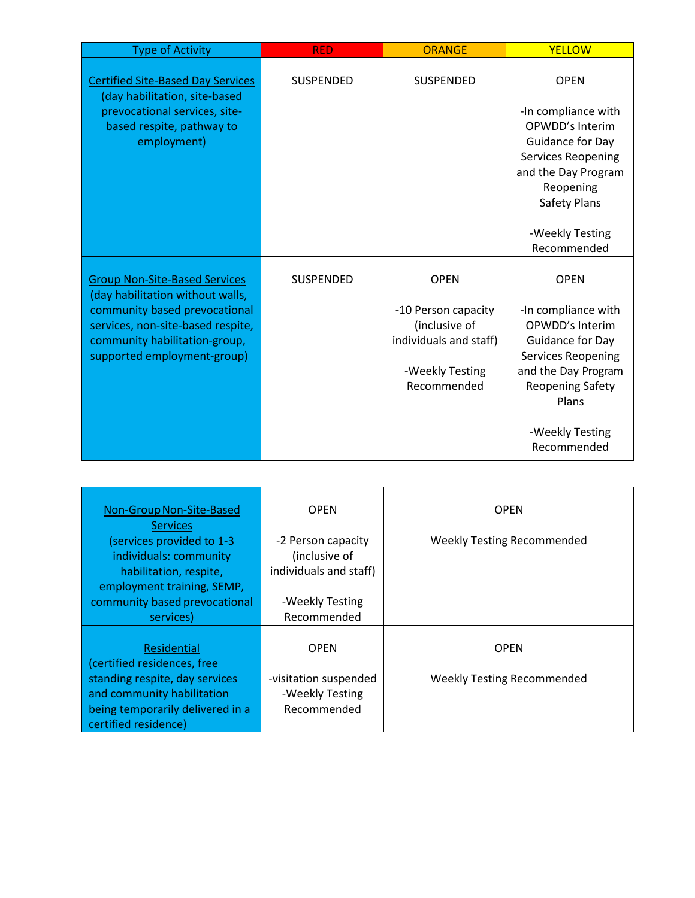| Type of Activity | RED | ORANGE | YELLOW |
|---|---|---|---|
| Certified Site-Based Day Services (day habilitation, site-based prevocational services, site-based respite, pathway to employment) | SUSPENDED | SUSPENDED | OPEN<br><br>-In compliance with OPWDD's Interim Guidance for Day Services Reopening and the Day Program Reopening Safety Plans<br><br>-Weekly Testing Recommended |
| Group Non-Site-Based Services (day habilitation without walls, community based prevocational services, non-site-based respite, community habilitation-group, supported employment-group) | SUSPENDED | OPEN<br><br>-10 Person capacity (inclusive of individuals and staff)<br><br>-Weekly Testing Recommended | OPEN<br><br>-In compliance with OPWDD's Interim Guidance for Day Services Reopening and the Day Program Reopening Safety Plans<br><br>-Weekly Testing Recommended |

| | | |
|---|---|---|
| Non-Group Non-Site-Based Services (services provided to 1-3 individuals: community habilitation, respite, employment training, SEMP, community based prevocational services) | OPEN<br><br>-2 Person capacity (inclusive of individuals and staff)<br><br>-Weekly Testing Recommended | OPEN<br><br>Weekly Testing Recommended |
| Residential (certified residences, free standing respite, day services and community habilitation being temporarily delivered in a certified residence) | OPEN<br><br>-visitation suspended<br>-Weekly Testing Recommended | OPEN<br><br>Weekly Testing Recommended |